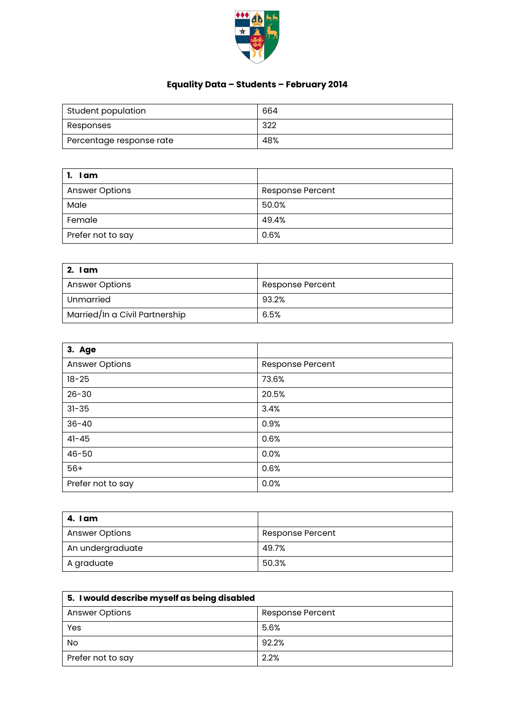## Equality Data – Students – February 2014

| Student population | 664 |
|---|---|
| Responses | 322 |
| Percentage response rate | 48% |

| 1. I am | |
|---|---|
| Answer Options | Response Percent |
| Male | 50.0% |
| Female | 49.4% |
| Prefer not to say | 0.6% |

| 2. I am | |
|---|---|
| Answer Options | Response Percent |
| Unmarried | 93.2% |
| Married/In a Civil Partnership | 6.5% |

| 3. Age | |
|---|---|
| Answer Options | Response Percent |
| 18-25 | 73.6% |
| 26-30 | 20.5% |
| 31-35 | 3.4% |
| 36-40 | 0.9% |
| 41-45 | 0.6% |
| 46-50 | 0.0% |
| 56+ | 0.6% |
| Prefer not to say | 0.0% |

| 4. I am | |
|---|---|
| Answer Options | Response Percent |
| An undergraduate | 49.7% |
| A graduate | 50.3% |

| 5. I would describe myself as being disabled | |
|---|---|
| Answer Options | Response Percent |
| Yes | 5.6% |
| No | 92.2% |
| Prefer not to say | 2.2% |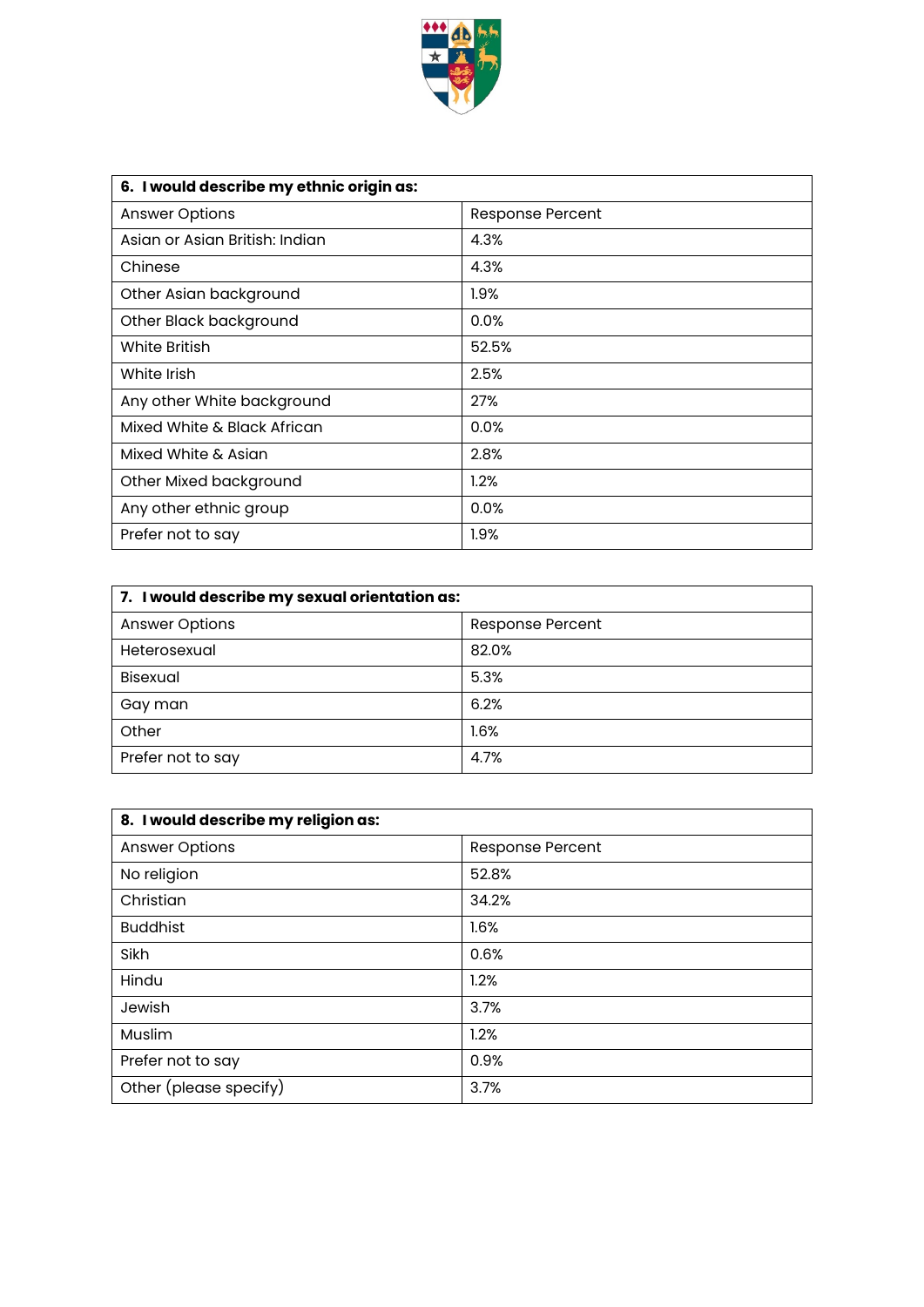| 6. I would describe my ethnic origin as: | |
|---|---|
| Answer Options | Response Percent |
| Asian or Asian British: Indian | 4.3% |
| Chinese | 4.3% |
| Other Asian background | 1.9% |
| Other Black background | 0.0% |
| White British | 52.5% |
| White Irish | 2.5% |
| Any other White background | 27% |
| Mixed White & Black African | 0.0% |
| Mixed White & Asian | 2.8% |
| Other Mixed background | 1.2% |
| Any other ethnic group | 0.0% |
| Prefer not to say | 1.9% |

| 7. I would describe my sexual orientation as: | |
|---|---|
| Answer Options | Response Percent |
| Heterosexual | 82.0% |
| Bisexual | 5.3% |
| Gay man | 6.2% |
| Other | 1.6% |
| Prefer not to say | 4.7% |

| 8. I would describe my religion as: | |
|---|---|
| Answer Options | Response Percent |
| No religion | 52.8% |
| Christian | 34.2% |
| Buddhist | 1.6% |
| Sikh | 0.6% |
| Hindu | 1.2% |
| Jewish | 3.7% |
| Muslim | 1.2% |
| Prefer not to say | 0.9% |
| Other (please specify) | 3.7% |